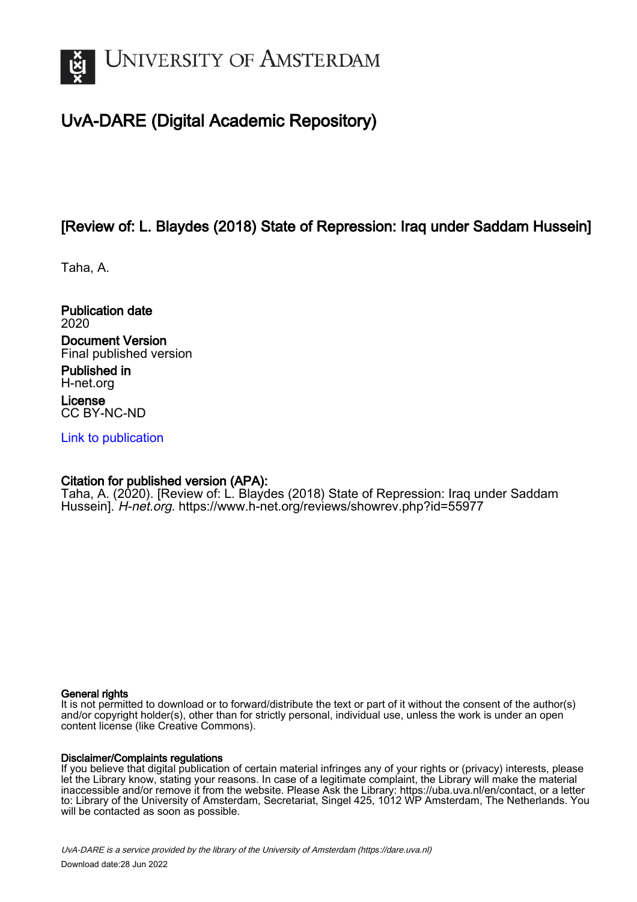UNIVERSITY OF AMSTERDAM

# UvA-DARE (Digital Academic Repository)

## [Review of: L. Blaydes (2018) State of Repression: Iraq under Saddam Hussein]

Taha, A.

**Publication date**
2020

**Document Version**
Final published version

**Published in**
H-net.org

**License**
CC BY-NC-ND

[Link to publication]

**Citation for published version (APA):**
Taha, A. (2020). [Review of: L. Blaydes (2018) State of Repression: Iraq under Saddam Hussein]. *H-net.org*. https://www.h-net.org/reviews/showrev.php?id=55977

**General rights**
It is not permitted to download or to forward/distribute the text or part of it without the consent of the author(s) and/or copyright holder(s), other than for strictly personal, individual use, unless the work is under an open content license (like Creative Commons).

**Disclaimer/Complaints regulations**
If you believe that digital publication of certain material infringes any of your rights or (privacy) interests, please let the Library know, stating your reasons. In case of a legitimate complaint, the Library will make the material inaccessible and/or remove it from the website. Please Ask the Library: https://uba.uva.nl/en/contact, or a letter to: Library of the University of Amsterdam, Secretariat, Singel 425, 1012 WP Amsterdam, The Netherlands. You will be contacted as soon as possible.

*UvA-DARE is a service provided by the library of the University of Amsterdam (https://dare.uva.nl)*

Download date:28 Jun 2022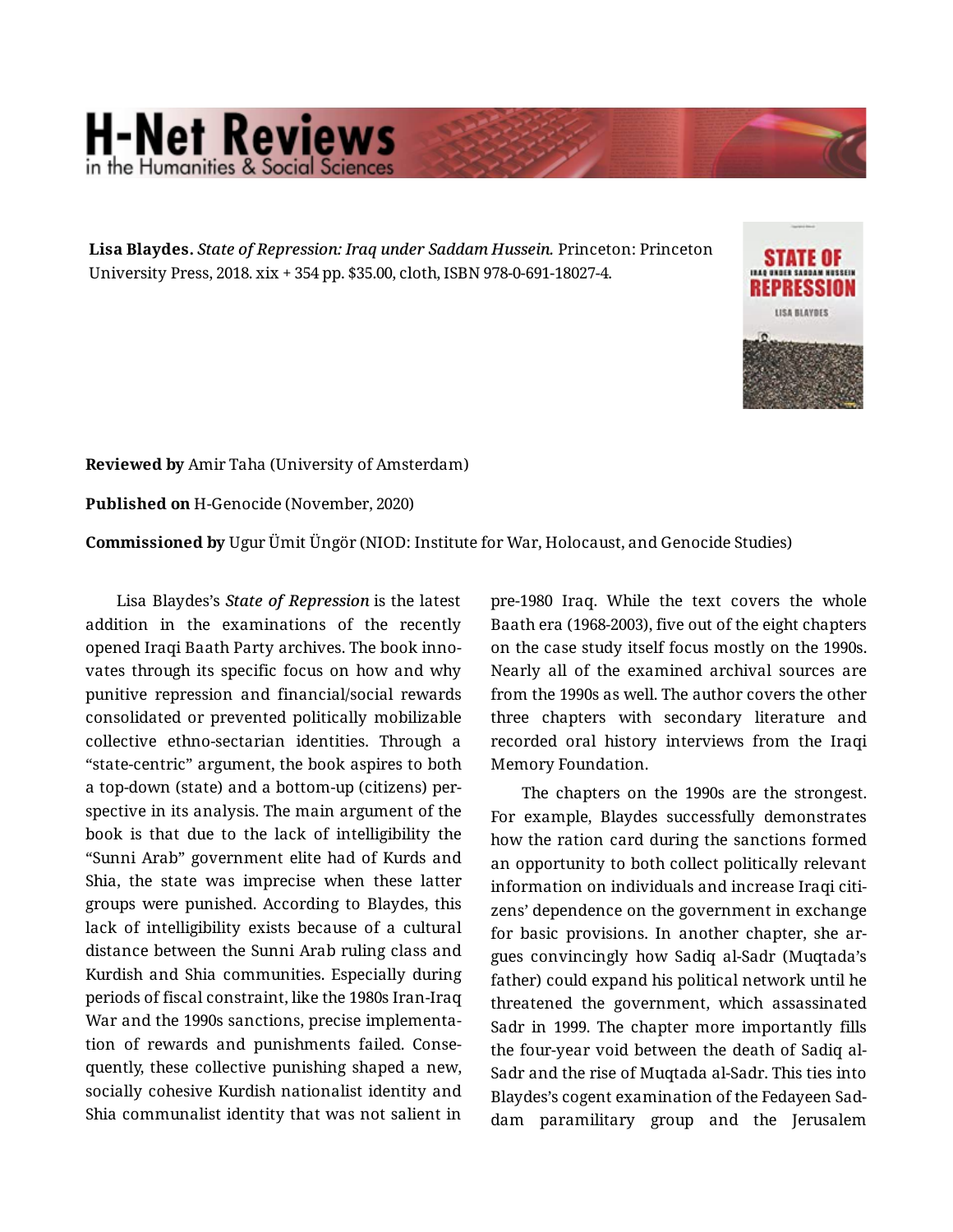**Lisa Blaydes.** *State of Repression: Iraq under Saddam Hussein.* Princeton: Princeton University Press, 2018. xix + 354 pp. $35.00, cloth, ISBN 978-0-691-18027-4.

**Reviewed by** Amir Taha (University of Amsterdam)

**Published on** H-Genocide (November, 2020)

**Commissioned by** Ugur Ümit Üngör (NIOD: Institute for War, Holocaust, and Genocide Studies)

Lisa Blaydes's *State of Repression* is the latest addition in the examinations of the recently opened Iraqi Baath Party archives. The book innovates through its specific focus on how and why punitive repression and financial/social rewards consolidated or prevented politically mobilizable collective ethno-sectarian identities. Through a "state-centric" argument, the book aspires to both a top-down (state) and a bottom-up (citizens) perspective in its analysis. The main argument of the book is that due to the lack of intelligibility the "Sunni Arab" government elite had of Kurds and Shia, the state was imprecise when these latter groups were punished. According to Blaydes, this lack of intelligibility exists because of a cultural distance between the Sunni Arab ruling class and Kurdish and Shia communities. Especially during periods of fiscal constraint, like the 1980s Iran-Iraq War and the 1990s sanctions, precise implementation of rewards and punishments failed. Consequently, these collective punishing shaped a new, socially cohesive Kurdish nationalist identity and Shia communalist identity that was not salient in pre-1980 Iraq. While the text covers the whole Baath era (1968-2003), five out of the eight chapters on the case study itself focus mostly on the 1990s. Nearly all of the examined archival sources are from the 1990s as well. The author covers the other three chapters with secondary literature and recorded oral history interviews from the Iraqi Memory Foundation.

The chapters on the 1990s are the strongest. For example, Blaydes successfully demonstrates how the ration card during the sanctions formed an opportunity to both collect politically relevant information on individuals and increase Iraqi citizens' dependence on the government in exchange for basic provisions. In another chapter, she argues convincingly how Sadiq al-Sadr (Muqtada's father) could expand his political network until he threatened the government, which assassinated Sadr in 1999. The chapter more importantly fills the four-year void between the death of Sadiq al-Sadr and the rise of Muqtada al-Sadr. This ties into Blaydes's cogent examination of the Fedayeen Saddam paramilitary group and the Jerusalem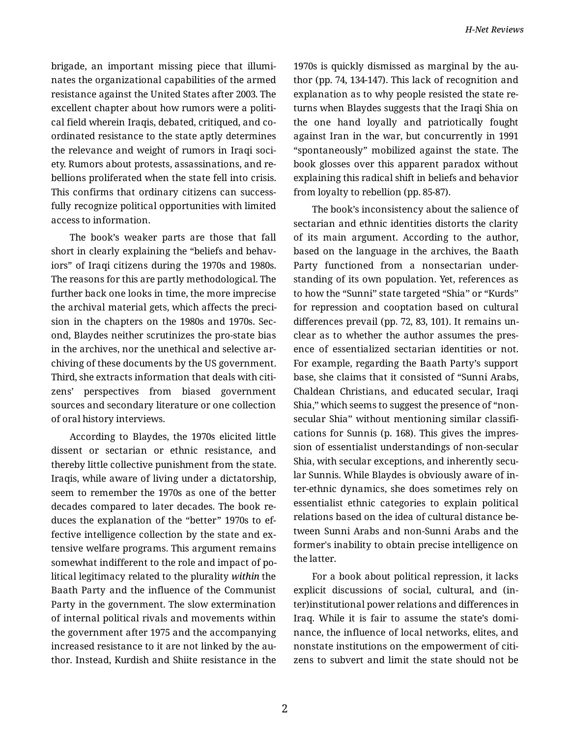brigade, an important missing piece that illuminates the organizational capabilities of the armed resistance against the United States after 2003. The excellent chapter about how rumors were a political field wherein Iraqis, debated, critiqued, and coordinated resistance to the state aptly determines the relevance and weight of rumors in Iraqi society. Rumors about protests, assassinations, and rebellions proliferated when the state fell into crisis. This confirms that ordinary citizens can successfully recognize political opportunities with limited access to information.

The book's weaker parts are those that fall short in clearly explaining the "beliefs and behaviors" of Iraqi citizens during the 1970s and 1980s. The reasons for this are partly methodological. The further back one looks in time, the more imprecise the archival material gets, which affects the precision in the chapters on the 1980s and 1970s. Second, Blaydes neither scrutinizes the pro-state bias in the archives, nor the unethical and selective archiving of these documents by the US government. Third, she extracts information that deals with citizens' perspectives from biased government sources and secondary literature or one collection of oral history interviews.

According to Blaydes, the 1970s elicited little dissent or sectarian or ethnic resistance, and thereby little collective punishment from the state. Iraqis, while aware of living under a dictatorship, seem to remember the 1970s as one of the better decades compared to later decades. The book reduces the explanation of the "better" 1970s to effective intelligence collection by the state and extensive welfare programs. This argument remains somewhat indifferent to the role and impact of political legitimacy related to the plurality *within* the Baath Party and the influence of the Communist Party in the government. The slow extermination of internal political rivals and movements within the government after 1975 and the accompanying increased resistance to it are not linked by the author. Instead, Kurdish and Shiite resistance in the 1970s is quickly dismissed as marginal by the author (pp. 74, 134-147). This lack of recognition and explanation as to why people resisted the state returns when Blaydes suggests that the Iraqi Shia on the one hand loyally and patriotically fought against Iran in the war, but concurrently in 1991 "spontaneously" mobilized against the state. The book glosses over this apparent paradox without explaining this radical shift in beliefs and behavior from loyalty to rebellion (pp. 85-87).

The book's inconsistency about the salience of sectarian and ethnic identities distorts the clarity of its main argument. According to the author, based on the language in the archives, the Baath Party functioned from a nonsectarian understanding of its own population. Yet, references as to how the "Sunni" state targeted "Shia" or "Kurds" for repression and cooptation based on cultural differences prevail (pp. 72, 83, 101). It remains unclear as to whether the author assumes the presence of essentialized sectarian identities or not. For example, regarding the Baath Party's support base, she claims that it consisted of "Sunni Arabs, Chaldean Christians, and educated secular, Iraqi Shia," which seems to suggest the presence of "nonsecular Shia" without mentioning similar classifications for Sunnis (p. 168). This gives the impression of essentialist understandings of non-secular Shia, with secular exceptions, and inherently secular Sunnis. While Blaydes is obviously aware of inter-ethnic dynamics, she does sometimes rely on essentialist ethnic categories to explain political relations based on the idea of cultural distance between Sunni Arabs and non-Sunni Arabs and the former's inability to obtain precise intelligence on the latter.

For a book about political repression, it lacks explicit discussions of social, cultural, and (inter)institutional power relations and differences in Iraq. While it is fair to assume the state's dominance, the influence of local networks, elites, and nonstate institutions on the empowerment of citizens to subvert and limit the state should not be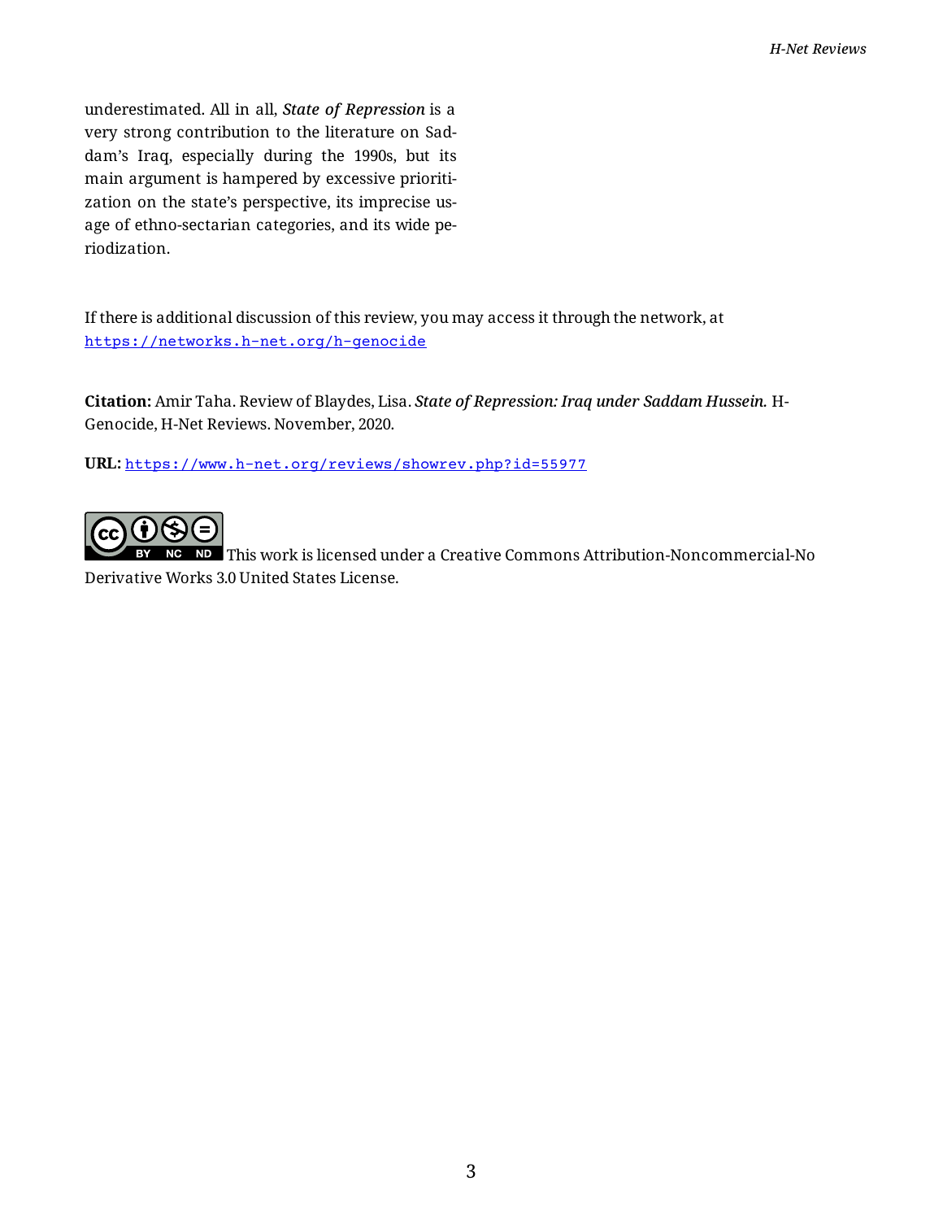underestimated. All in all, ***State of Repression*** is a very strong contribution to the literature on Saddam's Iraq, especially during the 1990s, but its main argument is hampered by excessive prioritization on the state's perspective, its imprecise usage of ethno-sectarian categories, and its wide periodization.

If there is additional discussion of this review, you may access it through the network, at https://networks.h-net.org/h-genocide

**Citation:** Amir Taha. Review of Blaydes, Lisa. ***State of Repression: Iraq under Saddam Hussein.*** H-Genocide, H-Net Reviews. November, 2020.

**URL:** https://www.h-net.org/reviews/showrev.php?id=55977

This work is licensed under a Creative Commons Attribution-Noncommercial-No Derivative Works 3.0 United States License.